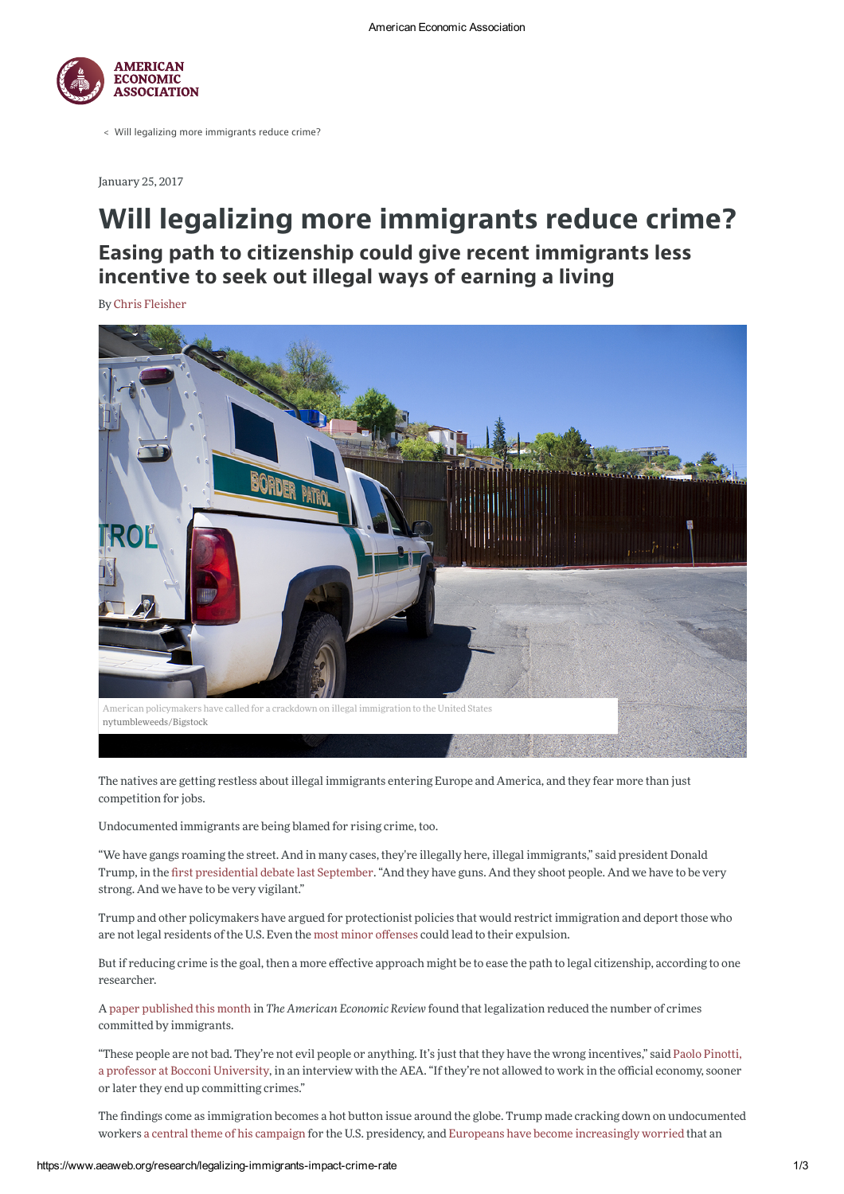< Will legalizing more immigrants reduce crime?

January 25, 2017

# Will legalizing more immigrants reduce crime?

## Easing path to citizenship could give recent immigrants less incentive to seek out illegal ways of earning a living

By Chris Fleisher

American policymakers have called for a crackdown on illegal immigration to the United States
nytumbleweeds/Bigstock

The natives are getting restless about illegal immigrants entering Europe and America, and they fear more than just competition for jobs.

Undocumented immigrants are being blamed for rising crime, too.

"We have gangs roaming the street. And in many cases, they're illegally here, illegal immigrants," said president Donald Trump, in the first presidential debate last September. "And they have guns. And they shoot people. And we have to be very strong. And we have to be very vigilant."

Trump and other policymakers have argued for protectionist policies that would restrict immigration and deport those who are not legal residents of the U.S. Even the most minor offenses could lead to their expulsion.

But if reducing crime is the goal, then a more effective approach might be to ease the path to legal citizenship, according to one researcher.

A paper published this month in *The American Economic Review* found that legalization reduced the number of crimes committed by immigrants.

"These people are not bad. They're not evil people or anything. It's just that they have the wrong incentives," said Paolo Pinotti, a professor at Bocconi University, in an interview with the AEA. "If they're not allowed to work in the official economy, sooner or later they end up committing crimes."

The findings come as immigration becomes a hot button issue around the globe. Trump made cracking down on undocumented workers a central theme of his campaign for the U.S. presidency, and Europeans have become increasingly worried that an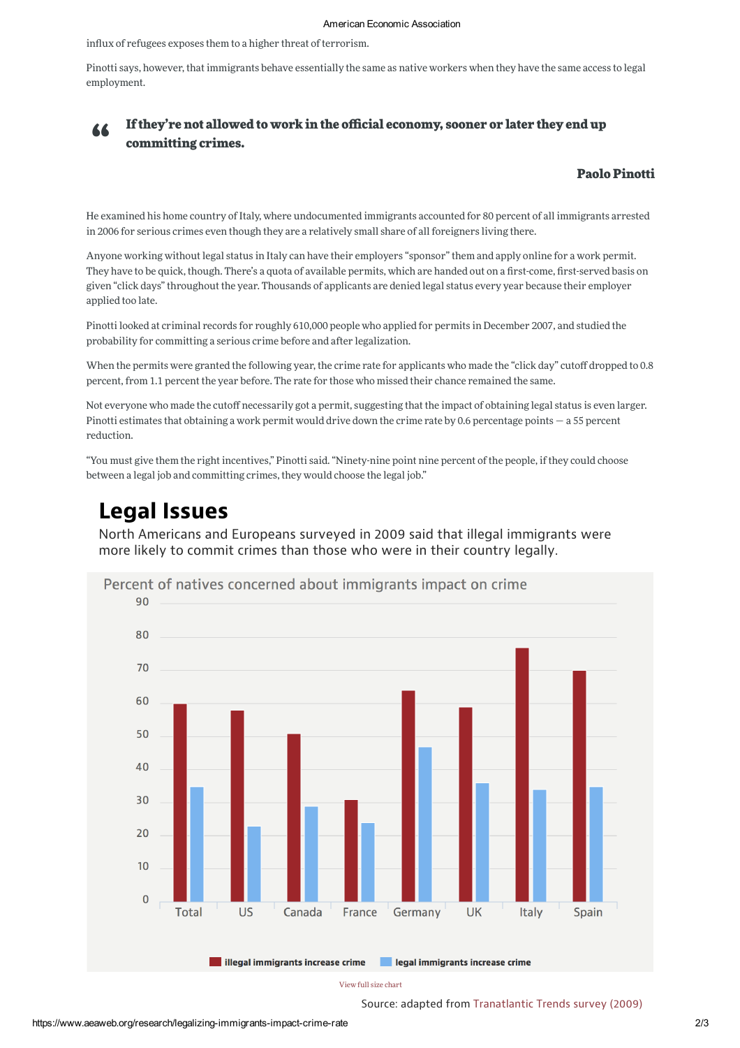influx of refugees exposes them to a higher threat of terrorism.

Pinotti says, however, that immigrants behave essentially the same as native workers when they have the same access to legal employment.

> **If they're not allowed to work in the official economy, sooner or later they end up committing crimes.**
>
> **Paolo Pinotti**

He examined his home country of Italy, where undocumented immigrants accounted for 80 percent of all immigrants arrested in 2006 for serious crimes even though they are a relatively small share of all foreigners living there.

Anyone working without legal status in Italy can have their employers "sponsor" them and apply online for a work permit. They have to be quick, though. There's a quota of available permits, which are handed out on a first-come, first-served basis on given "click days" throughout the year. Thousands of applicants are denied legal status every year because their employer applied too late.

Pinotti looked at criminal records for roughly 610,000 people who applied for permits in December 2007, and studied the probability for committing a serious crime before and after legalization.

When the permits were granted the following year, the crime rate for applicants who made the "click day" cutoff dropped to 0.8 percent, from 1.1 percent the year before. The rate for those who missed their chance remained the same.

Not everyone who made the cutoff necessarily got a permit, suggesting that the impact of obtaining legal status is even larger. Pinotti estimates that obtaining a work permit would drive down the crime rate by 0.6 percentage points — a 55 percent reduction.

"You must give them the right incentives," Pinotti said. "Ninety-nine point nine percent of the people, if they could choose between a legal job and committing crimes, they would choose the legal job."

## Legal Issues

North Americans and Europeans surveyed in 2009 said that illegal immigrants were more likely to commit crimes than those who were in their country legally.

Percent of natives concerned about immigrants impact on crime

illegal immigrants increase crime | legal immigrants increase crime

View full size chart

Source: adapted from Tranatlantic Trends survey (2009)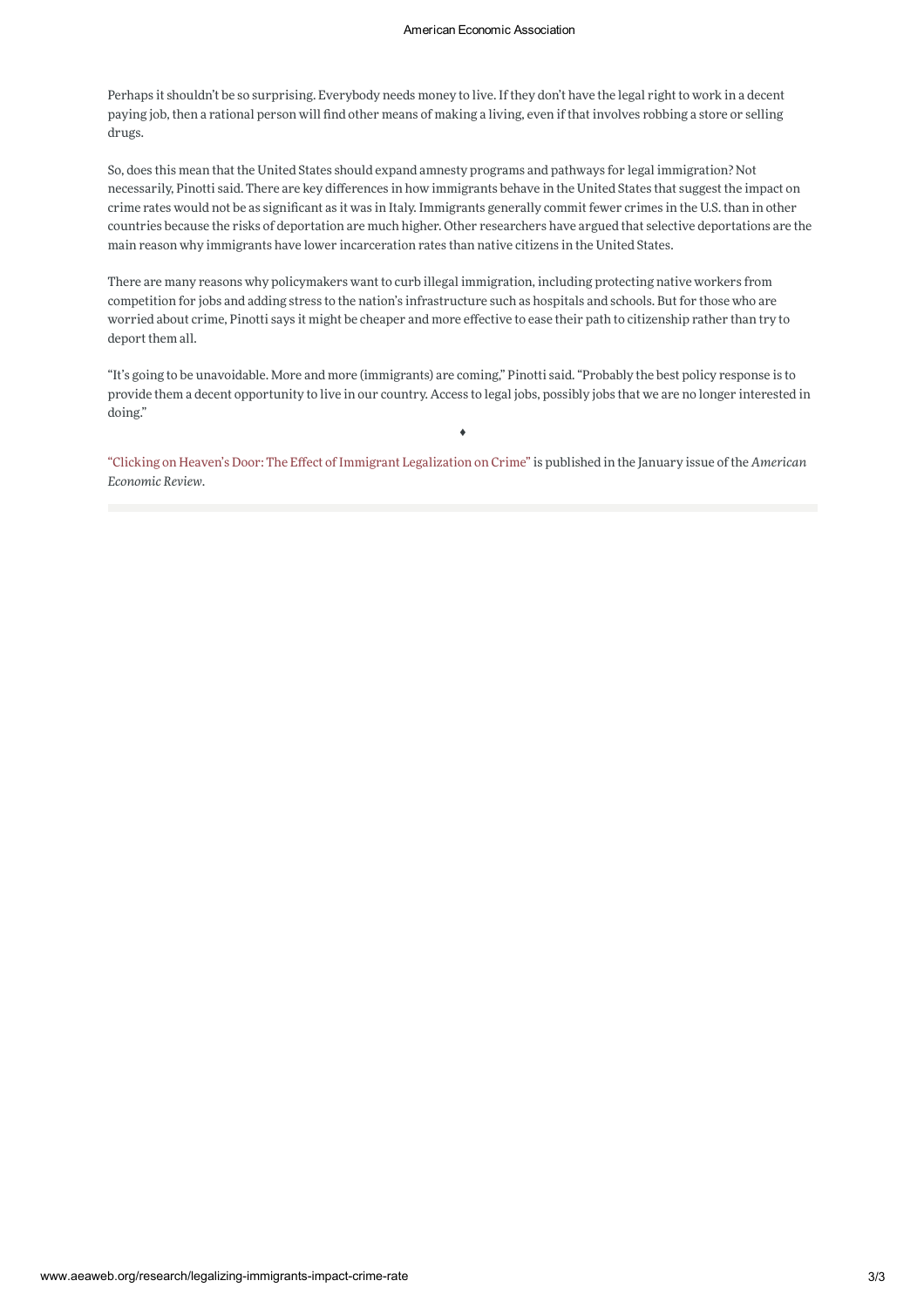Perhaps it shouldn't be so surprising. Everybody needs money to live. If they don't have the legal right to work in a decent paying job, then a rational person will find other means of making a living, even if that involves robbing a store or selling drugs.

So, does this mean that the United States should expand amnesty programs and pathways for legal immigration? Not necessarily, Pinotti said. There are key differences in how immigrants behave in the United States that suggest the impact on crime rates would not be as significant as it was in Italy. Immigrants generally commit fewer crimes in the U.S. than in other countries because the risks of deportation are much higher. Other researchers have argued that selective deportations are the main reason why immigrants have lower incarceration rates than native citizens in the United States.

There are many reasons why policymakers want to curb illegal immigration, including protecting native workers from competition for jobs and adding stress to the nation's infrastructure such as hospitals and schools. But for those who are worried about crime, Pinotti says it might be cheaper and more effective to ease their path to citizenship rather than try to deport them all.

"It's going to be unavoidable. More and more (immigrants) are coming," Pinotti said. "Probably the best policy response is to provide them a decent opportunity to live in our country. Access to legal jobs, possibly jobs that we are no longer interested in doing."

♦

"Clicking on Heaven's Door: The Effect of Immigrant Legalization on Crime" is published in the January issue of the *American Economic Review*.